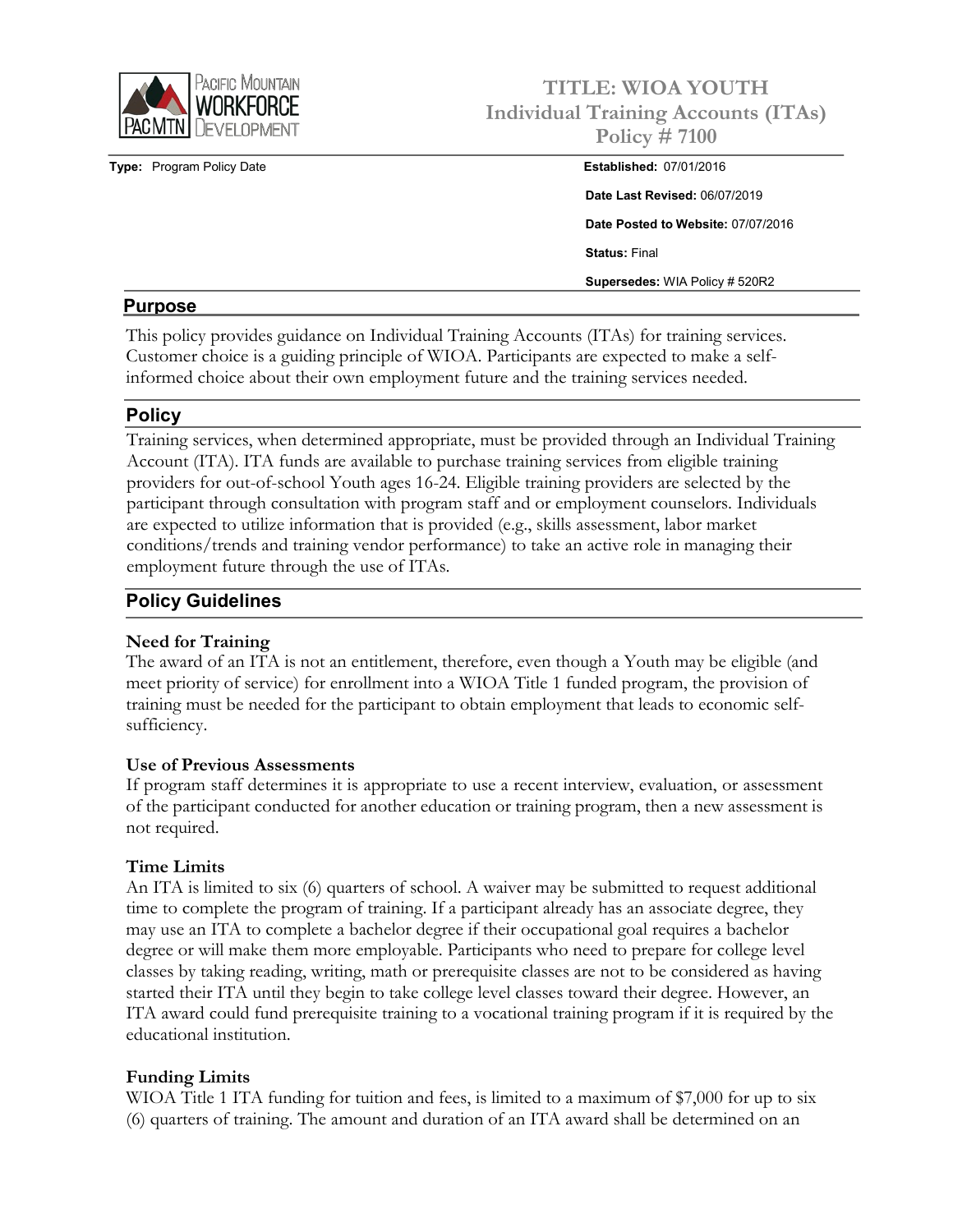# TITLE: WIOA YOUTH
## Individual Training Accounts (ITAs)
## Policy # 7100

**Type:** Program Policy Date

**Established:** 07/01/2016

**Date Last Revised:** 06/07/2019

**Date Posted to Website:** 07/07/2016

**Status:** Final

**Supersedes:** WIA Policy # 520R2

## Purpose

This policy provides guidance on Individual Training Accounts (ITAs) for training services. Customer choice is a guiding principle of WIOA. Participants are expected to make a self-informed choice about their own employment future and the training services needed.

## Policy

Training services, when determined appropriate, must be provided through an Individual Training Account (ITA). ITA funds are available to purchase training services from eligible training providers for out-of-school Youth ages 16-24. Eligible training providers are selected by the participant through consultation with program staff and or employment counselors. Individuals are expected to utilize information that is provided (e.g., skills assessment, labor market conditions/trends and training vendor performance) to take an active role in managing their employment future through the use of ITAs.

## Policy Guidelines

### Need for Training

The award of an ITA is not an entitlement, therefore, even though a Youth may be eligible (and meet priority of service) for enrollment into a WIOA Title 1 funded program, the provision of training must be needed for the participant to obtain employment that leads to economic self-sufficiency.

### Use of Previous Assessments

If program staff determines it is appropriate to use a recent interview, evaluation, or assessment of the participant conducted for another education or training program, then a new assessment is not required.

### Time Limits

An ITA is limited to six (6) quarters of school. A waiver may be submitted to request additional time to complete the program of training. If a participant already has an associate degree, they may use an ITA to complete a bachelor degree if their occupational goal requires a bachelor degree or will make them more employable. Participants who need to prepare for college level classes by taking reading, writing, math or prerequisite classes are not to be considered as having started their ITA until they begin to take college level classes toward their degree. However, an ITA award could fund prerequisite training to a vocational training program if it is required by the educational institution.

### Funding Limits

WIOA Title 1 ITA funding for tuition and fees, is limited to a maximum of $7,000 for up to six (6) quarters of training. The amount and duration of an ITA award shall be determined on an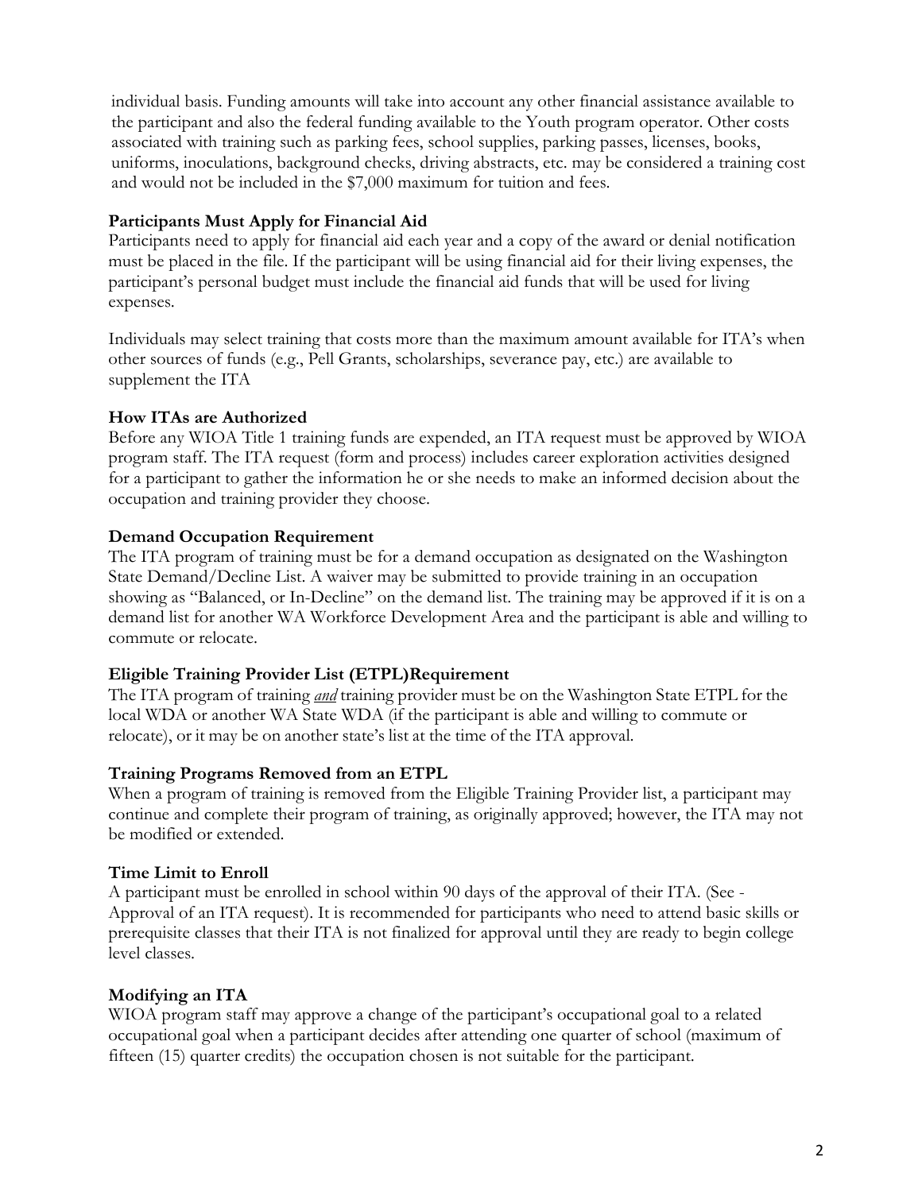individual basis. Funding amounts will take into account any other financial assistance available to the participant and also the federal funding available to the Youth program operator. Other costs associated with training such as parking fees, school supplies, parking passes, licenses, books, uniforms, inoculations, background checks, driving abstracts, etc. may be considered a training cost and would not be included in the $7,000 maximum for tuition and fees.

**Participants Must Apply for Financial Aid**

Participants need to apply for financial aid each year and a copy of the award or denial notification must be placed in the file. If the participant will be using financial aid for their living expenses, the participant's personal budget must include the financial aid funds that will be used for living expenses.

Individuals may select training that costs more than the maximum amount available for ITA's when other sources of funds (e.g., Pell Grants, scholarships, severance pay, etc.) are available to supplement the ITA

**How ITAs are Authorized**

Before any WIOA Title 1 training funds are expended, an ITA request must be approved by WIOA program staff. The ITA request (form and process) includes career exploration activities designed for a participant to gather the information he or she needs to make an informed decision about the occupation and training provider they choose.

**Demand Occupation Requirement**

The ITA program of training must be for a demand occupation as designated on the Washington State Demand/Decline List. A waiver may be submitted to provide training in an occupation showing as "Balanced, or In-Decline" on the demand list. The training may be approved if it is on a demand list for another WA Workforce Development Area and the participant is able and willing to commute or relocate.

**Eligible Training Provider List (ETPL)Requirement**

The ITA program of training ***and*** training provider must be on the Washington State ETPL for the local WDA or another WA State WDA (if the participant is able and willing to commute or relocate), or it may be on another state's list at the time of the ITA approval.

**Training Programs Removed from an ETPL**

When a program of training is removed from the Eligible Training Provider list, a participant may continue and complete their program of training, as originally approved; however, the ITA may not be modified or extended.

**Time Limit to Enroll**

A participant must be enrolled in school within 90 days of the approval of their ITA. (See - Approval of an ITA request). It is recommended for participants who need to attend basic skills or prerequisite classes that their ITA is not finalized for approval until they are ready to begin college level classes.

**Modifying an ITA**

WIOA program staff may approve a change of the participant's occupational goal to a related occupational goal when a participant decides after attending one quarter of school (maximum of fifteen (15) quarter credits) the occupation chosen is not suitable for the participant.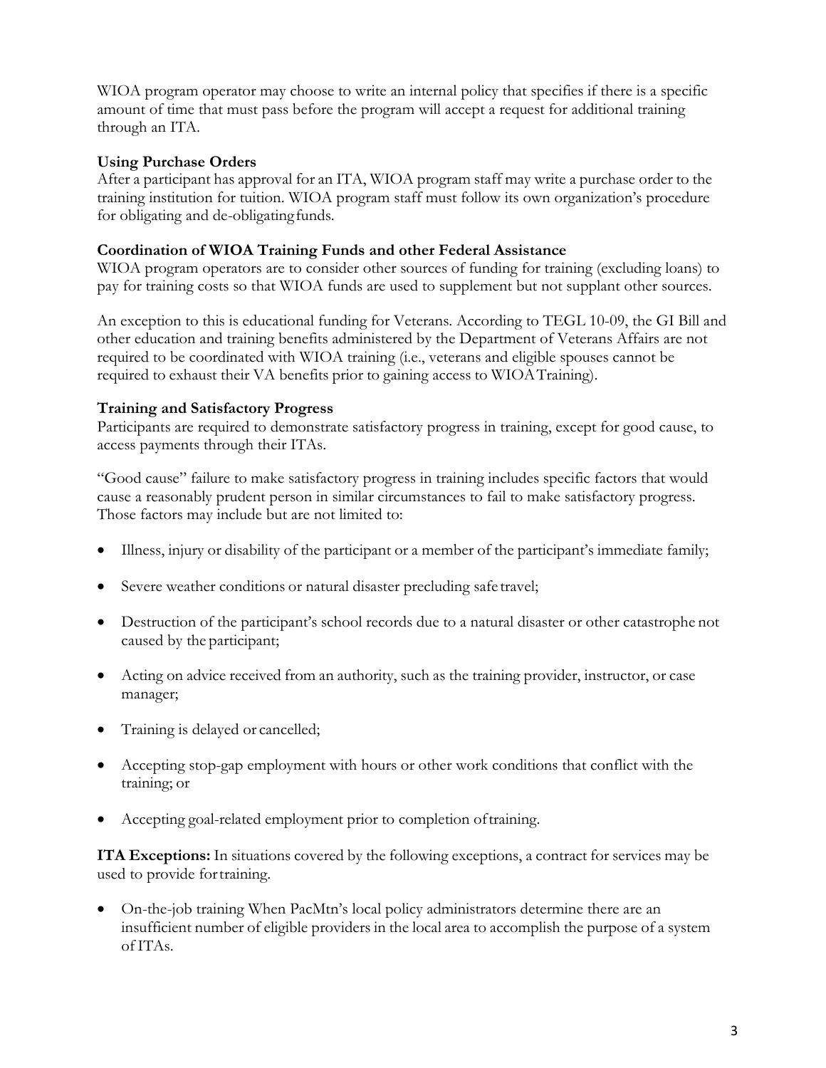WIOA program operator may choose to write an internal policy that specifies if there is a specific amount of time that must pass before the program will accept a request for additional training through an ITA.

**Using Purchase Orders**
After a participant has approval for an ITA, WIOA program staff may write a purchase order to the training institution for tuition. WIOA program staff must follow its own organization's procedure for obligating and de-obligating funds.

**Coordination of WIOA Training Funds and other Federal Assistance**
WIOA program operators are to consider other sources of funding for training (excluding loans) to pay for training costs so that WIOA funds are used to supplement but not supplant other sources.

An exception to this is educational funding for Veterans. According to TEGL 10-09, the GI Bill and other education and training benefits administered by the Department of Veterans Affairs are not required to be coordinated with WIOA training (i.e., veterans and eligible spouses cannot be required to exhaust their VA benefits prior to gaining access to WIOA Training).

**Training and Satisfactory Progress**
Participants are required to demonstrate satisfactory progress in training, except for good cause, to access payments through their ITAs.

"Good cause" failure to make satisfactory progress in training includes specific factors that would cause a reasonably prudent person in similar circumstances to fail to make satisfactory progress. Those factors may include but are not limited to:

- Illness, injury or disability of the participant or a member of the participant's immediate family;
- Severe weather conditions or natural disaster precluding safe travel;
- Destruction of the participant's school records due to a natural disaster or other catastrophe not caused by the participant;
- Acting on advice received from an authority, such as the training provider, instructor, or case manager;
- Training is delayed or cancelled;
- Accepting stop-gap employment with hours or other work conditions that conflict with the training; or
- Accepting goal-related employment prior to completion of training.

**ITA Exceptions:** In situations covered by the following exceptions, a contract for services may be used to provide for training.

- On-the-job training When PacMtn's local policy administrators determine there are an insufficient number of eligible providers in the local area to accomplish the purpose of a system of ITAs.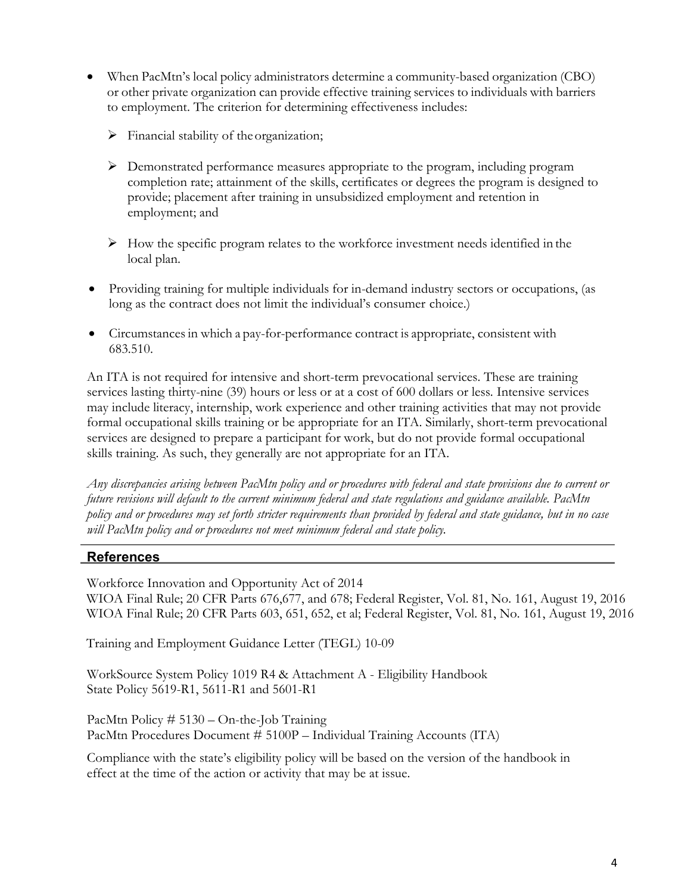- When PacMtn's local policy administrators determine a community-based organization (CBO) or other private organization can provide effective training services to individuals with barriers to employment. The criterion for determining effectiveness includes:
  - Financial stability of the organization;
  - Demonstrated performance measures appropriate to the program, including program completion rate; attainment of the skills, certificates or degrees the program is designed to provide; placement after training in unsubsidized employment and retention in employment; and
  - How the specific program relates to the workforce investment needs identified in the local plan.
- Providing training for multiple individuals for in-demand industry sectors or occupations, (as long as the contract does not limit the individual's consumer choice.)
- Circumstances in which a pay-for-performance contract is appropriate, consistent with 683.510.

An ITA is not required for intensive and short-term prevocational services. These are training services lasting thirty-nine (39) hours or less or at a cost of 600 dollars or less. Intensive services may include literacy, internship, work experience and other training activities that may not provide formal occupational skills training or be appropriate for an ITA. Similarly, short-term prevocational services are designed to prepare a participant for work, but do not provide formal occupational skills training. As such, they generally are not appropriate for an ITA.

*Any discrepancies arising between PacMtn policy and or procedures with federal and state provisions due to current or future revisions will default to the current minimum federal and state regulations and guidance available. PacMtn policy and or procedures may set forth stricter requirements than provided by federal and state guidance, but in no case will PacMtn policy and or procedures not meet minimum federal and state policy.*

## References

Workforce Innovation and Opportunity Act of 2014
WIOA Final Rule; 20 CFR Parts 676,677, and 678; Federal Register, Vol. 81, No. 161, August 19, 2016
WIOA Final Rule; 20 CFR Parts 603, 651, 652, et al; Federal Register, Vol. 81, No. 161, August 19, 2016

Training and Employment Guidance Letter (TEGL) 10-09

WorkSource System Policy 1019 R4 & Attachment A - Eligibility Handbook
State Policy 5619-R1, 5611-R1 and 5601-R1

PacMtn Policy # 5130 – On-the-Job Training
PacMtn Procedures Document # 5100P – Individual Training Accounts (ITA)

Compliance with the state's eligibility policy will be based on the version of the handbook in effect at the time of the action or activity that may be at issue.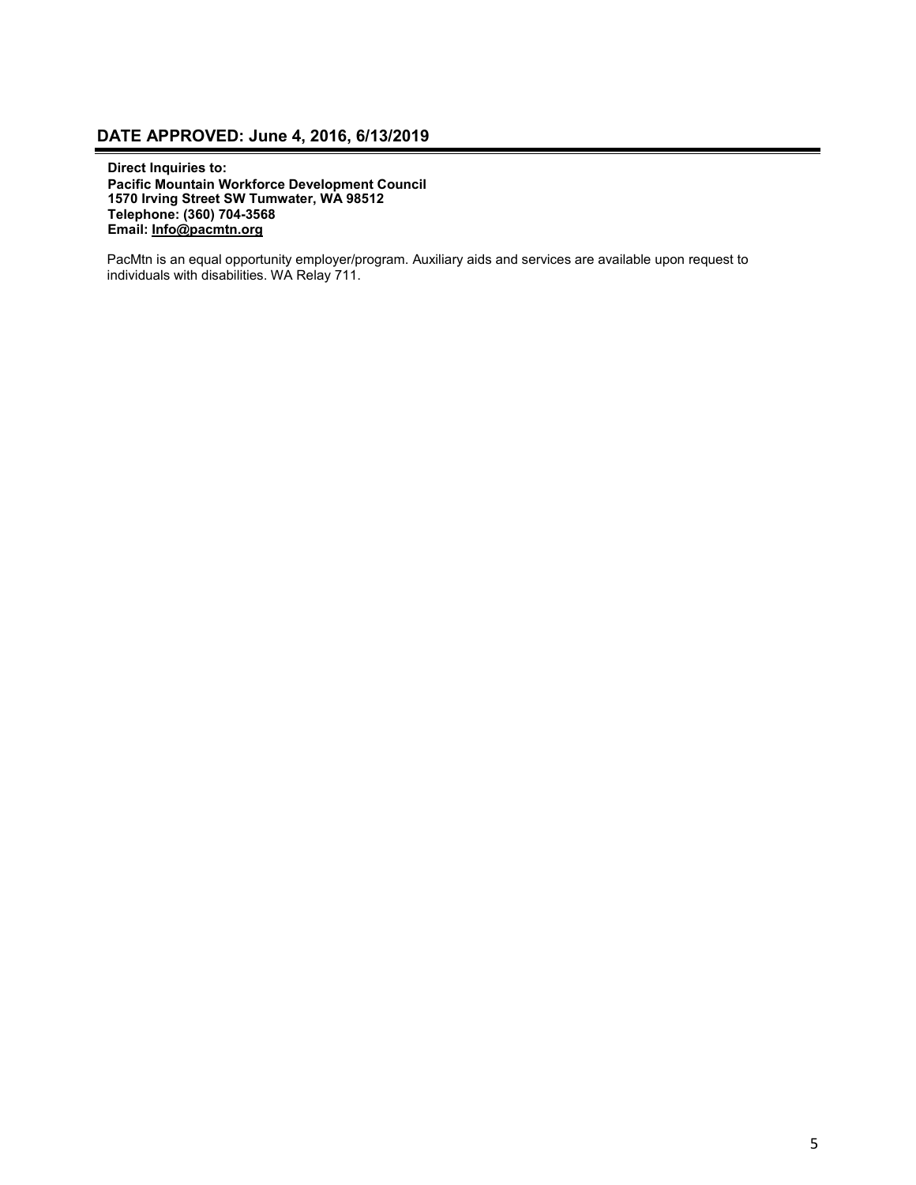## DATE APPROVED: June 4, 2016, 6/13/2019

**Direct Inquiries to:**
**Pacific Mountain Workforce Development Council**
**1570 Irving Street SW Tumwater, WA 98512**
**Telephone: (360) 704-3568**
**Email: Info@pacmtn.org**

PacMtn is an equal opportunity employer/program. Auxiliary aids and services are available upon request to individuals with disabilities. WA Relay 711.